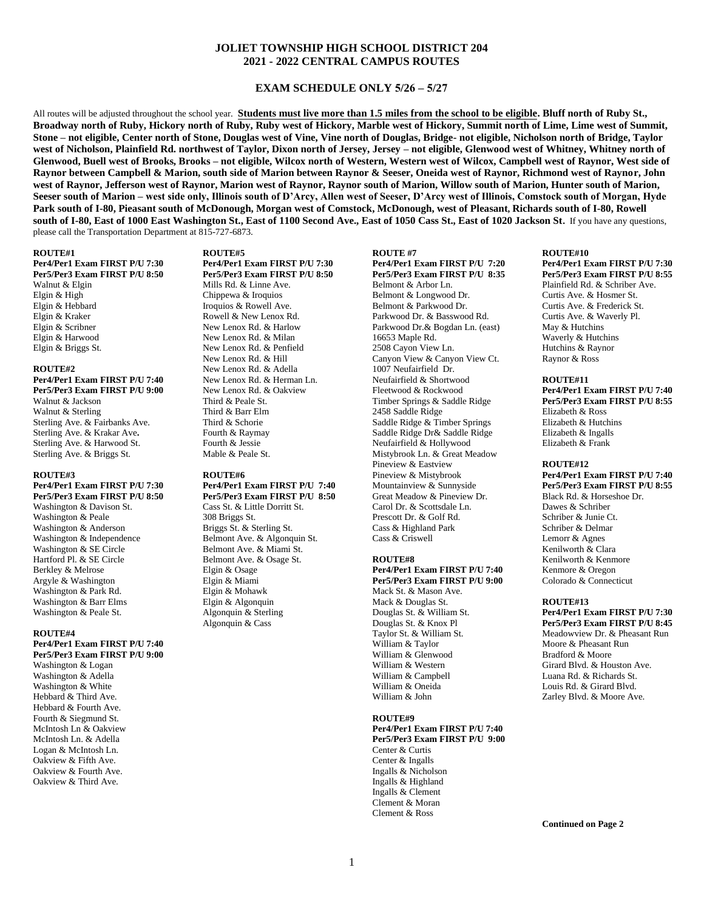# JOLIET TOWNSHIP HIGH SCHOOL DISTRICT 204
# 2021 - 2022 CENTRAL CAMPUS ROUTES

## EXAM SCHEDULE ONLY 5/26 – 5/27

All routes will be adjusted throughout the school year. **Students must live more than 1.5 miles from the school to be eligible. Bluff north of Ruby St., Broadway north of Ruby, Hickory north of Ruby, Ruby west of Hickory, Marble west of Hickory, Summit north of Lime, Lime west of Summit, Stone – not eligible, Center north of Stone, Douglas west of Vine, Vine north of Douglas, Bridge- not eligible, Nicholson north of Bridge, Taylor west of Nicholson, Plainfield Rd. northwest of Taylor, Dixon north of Jersey, Jersey – not eligible, Glenwood west of Whitney, Whitney north of Glenwood, Buell west of Brooks, Brooks – not eligible, Wilcox north of Western, Western west of Wilcox, Campbell west of Raynor, West side of Raynor between Campbell & Marion, south side of Marion between Raynor & Seeser, Oneida west of Raynor, Richmond west of Raynor, John west of Raynor, Jefferson west of Raynor, Marion west of Raynor, Raynor south of Marion, Willow south of Marion, Hunter south of Marion, Seeser south of Marion – west side only, Illinois south of D'Arcy, Allen west of Seeser, D'Arcy west of Illinois, Comstock south of Morgan, Hyde Park south of I-80, Pieasant south of McDonough, Morgan west of Comstock, McDonough, west of Pleasant, Richards south of I-80, Rowell south of I-80, East of 1000 East Washington St., East of 1100 Second Ave., East of 1050 Cass St., East of 1020 Jackson St.** If you have any questions, please call the Transportation Department at 815-727-6873.

**ROUTE#1**
**Per4/Per1 Exam FIRST P/U 7:30**
**Per5/Per3 Exam FIRST P/U 8:50**
Walnut & Elgin
Elgin & High
Elgin & Hebbard
Elgin & Kraker
Elgin & Scribner
Elgin & Harwood
Elgin & Briggs St.

**ROUTE#2**
**Per4/Per1 Exam FIRST P/U 7:40**
**Per5/Per3 Exam FIRST P/U 9:00**
Walnut & Jackson
Walnut & Sterling
Sterling Ave. & Fairbanks Ave.
Sterling Ave. & Krakar Ave**.**
Sterling Ave. & Harwood St.
Sterling Ave. & Briggs St.

**ROUTE#3**
**Per4/Per1 Exam FIRST P/U 7:30**
**Per5/Per3 Exam FIRST P/U 8:50**
Washington & Davison St.
Washington & Peale
Washington & Anderson
Washington & Independence
Washington & SE Circle
Hartford Pl. & SE Circle
Berkley & Melrose
Argyle & Washington
Washington & Park Rd.
Washington & Barr Elms
Washington & Peale St.

**ROUTE#4**
**Per4/Per1 Exam FIRST P/U 7:40**
**Per5/Per3 Exam FIRST P/U 9:00**
Washington & Logan
Washington & Adella
Washington & White
Hebbard & Third Ave.
Hebbard & Fourth Ave.
Fourth & Siegmund St.
McIntosh Ln & Oakview
McIntosh Ln. & Adella
Logan & McIntosh Ln.
Oakview & Fifth Ave.
Oakview & Fourth Ave.
Oakview & Third Ave.

**ROUTE#5**
**Per4/Per1 Exam FIRST P/U 7:30**
**Per5/Per3 Exam FIRST P/U 8:50**
Mills Rd. & Linne Ave.
Chippewa & Iroquios
Iroquios & Rowell Ave.
Rowell & New Lenox Rd.
New Lenox Rd. & Harlow
New Lenox Rd. & Milan
New Lenox Rd. & Penfield
New Lenox Rd. & Hill
New Lenox Rd. & Adella
New Lenox Rd. & Herman Ln.
New Lenox Rd. & Oakview
Third & Peale St.
Third & Barr Elm
Third & Schorie
Fourth & Raymay
Fourth & Jessie
Mable & Peale St.

**ROUTE#6**
**Per4/Per1 Exam FIRST P/U 7:40**
**Per5/Per3 Exam FIRST P/U 8:50**
Cass St. & Little Dorritt St.
308 Briggs St.
Briggs St. & Sterling St.
Belmont Ave. & Algonquin St.
Belmont Ave. & Miami St.
Belmont Ave. & Osage St.
Elgin & Osage
Elgin & Miami
Elgin & Mohawk
Elgin & Algonquin
Algonquin & Sterling
Algonquin & Cass

**ROUTE #7**
**Per4/Per1 Exam FIRST P/U 7:20**
**Per5/Per3 Exam FIRST P/U 8:35**
Belmont & Arbor Ln.
Belmont & Longwood Dr.
Belmont & Parkwood Dr.
Parkwood Dr. & Basswood Rd.
Parkwood Dr.& Bogdan Ln. (east)
16653 Maple Rd.
2508 Cayon View Ln.
Canyon View & Canyon View Ct.
1007 Neufairfield Dr.
Neufairfield & Shortwood
Fleetwood & Rockwood
Timber Springs & Saddle Ridge
2458 Saddle Ridge
Saddle Ridge & Timber Springs
Saddle Ridge Dr& Saddle Ridge
Neufairfield & Hollywood
Mistybrook Ln. & Great Meadow
Pineview & Eastview
Pineview & Mistybrook
Mountainview & Sunnyside
Great Meadow & Pineview Dr.
Carol Dr. & Scottsdale Ln.
Prescott Dr. & Golf Rd.
Cass & Highland Park
Cass & Criswell

**ROUTE#8**
**Per4/Per1 Exam FIRST P/U 7:40**
**Per5/Per3 Exam FIRST P/U 9:00**
Mack St. & Mason Ave.
Mack & Douglas St.
Douglas St. & William St.
Douglas St. & Knox Pl
Taylor St. & William St.
William & Taylor
William & Glenwood
William & Western
William & Campbell
William & Oneida
William & John

**ROUTE#9**
**Per4/Per1 Exam FIRST P/U 7:40**
**Per5/Per3 Exam FIRST P/U 9:00**
Center & Curtis
Center & Ingalls
Ingalls & Nicholson
Ingalls & Highland
Ingalls & Clement
Clement & Moran
Clement & Ross

**ROUTE#10**
**Per4/Per1 Exam FIRST P/U 7:30**
**Per5/Per3 Exam FIRST P/U 8:55**
Plainfield Rd. & Schriber Ave.
Curtis Ave. & Hosmer St.
Curtis Ave. & Frederick St.
Curtis Ave. & Waverly Pl.
May & Hutchins
Waverly & Hutchins
Hutchins & Raynor
Raynor & Ross

**ROUTE#11**
**Per4/Per1 Exam FIRST P/U 7:40**
**Per5/Per3 Exam FIRST P/U 8:55**
Elizabeth & Ross
Elizabeth & Hutchins
Elizabeth & Ingalls
Elizabeth & Frank

**ROUTE#12**
**Per4/Per1 Exam FIRST P/U 7:40**
**Per5/Per3 Exam FIRST P/U 8:55**
Black Rd. & Horseshoe Dr.
Dawes & Schriber
Schriber & Junie Ct.
Schriber & Delmar
Lemorr & Agnes
Kenilworth & Clara
Kenilworth & Kenmore
Kenmore & Oregon
Colorado & Connecticut

**ROUTE#13**
**Per4/Per1 Exam FIRST P/U 7:30**
**Per5/Per3 Exam FIRST P/U 8:45**
Meadowview Dr. & Pheasant Run
Moore & Pheasant Run
Bradford & Moore
Girard Blvd. & Houston Ave.
Luana Rd. & Richards St.
Louis Rd. & Girard Blvd.
Zarley Blvd. & Moore Ave.

**Continued on Page 2**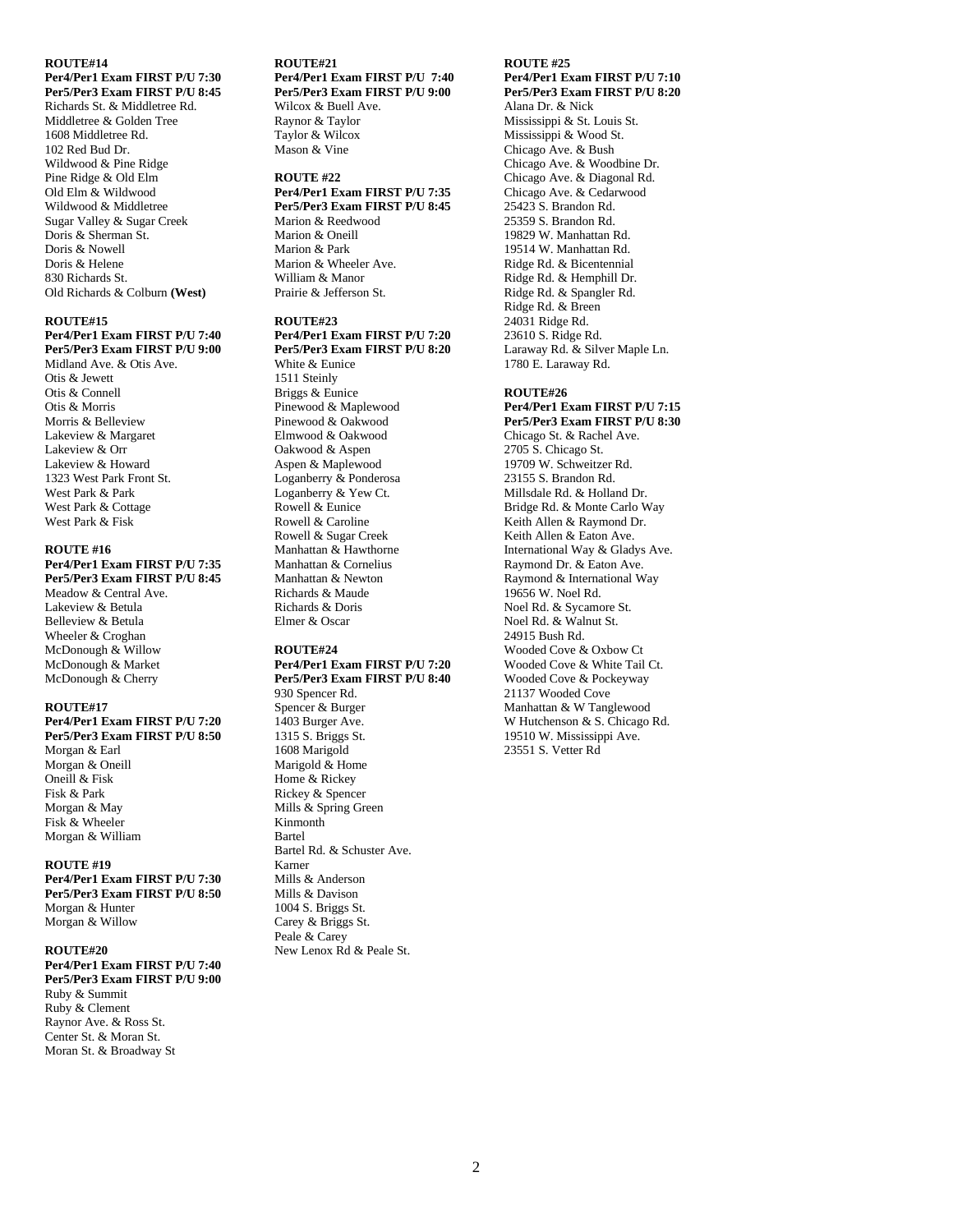**ROUTE#14**
**Per4/Per1 Exam FIRST P/U 7:30**
**Per5/Per3 Exam FIRST P/U 8:45**
Richards St. & Middletree Rd.
Middletree & Golden Tree
1608 Middletree Rd.
102 Red Bud Dr.
Wildwood & Pine Ridge
Pine Ridge & Old Elm
Old Elm & Wildwood
Wildwood & Middletree
Sugar Valley & Sugar Creek
Doris & Sherman St.
Doris & Nowell
Doris & Helene
830 Richards St.
Old Richards & Colburn **(West)**

**ROUTE#15**
**Per4/Per1 Exam FIRST P/U 7:40**
**Per5/Per3 Exam FIRST P/U 9:00**
Midland Ave. & Otis Ave.
Otis & Jewett
Otis & Connell
Otis & Morris
Morris & Belleview
Lakeview & Margaret
Lakeview & Orr
Lakeview & Howard
1323 West Park Front St.
West Park & Park
West Park & Cottage
West Park & Fisk

**ROUTE #16**
**Per4/Per1 Exam FIRST P/U 7:35**
**Per5/Per3 Exam FIRST P/U 8:45**
Meadow & Central Ave.
Lakeview & Betula
Belleview & Betula
Wheeler & Croghan
McDonough & Willow
McDonough & Market
McDonough & Cherry

**ROUTE#17**
**Per4/Per1 Exam FIRST P/U 7:20**
**Per5/Per3 Exam FIRST P/U 8:50**
Morgan & Earl
Morgan & Oneill
Oneill & Fisk
Fisk & Park
Morgan & May
Fisk & Wheeler
Morgan & William

**ROUTE #19**
**Per4/Per1 Exam FIRST P/U 7:30**
**Per5/Per3 Exam FIRST P/U 8:50**
Morgan & Hunter
Morgan & Willow

**ROUTE#20**
**Per4/Per1 Exam FIRST P/U 7:40**
**Per5/Per3 Exam FIRST P/U 9:00**
Ruby & Summit
Ruby & Clement
Raynor Ave. & Ross St.
Center St. & Moran St.
Moran St. & Broadway St

**ROUTE#21**
**Per4/Per1 Exam FIRST P/U 7:40**
**Per5/Per3 Exam FIRST P/U 9:00**
Wilcox & Buell Ave.
Raynor & Taylor
Taylor & Wilcox
Mason & Vine

**ROUTE #22**
**Per4/Per1 Exam FIRST P/U 7:35**
**Per5/Per3 Exam FIRST P/U 8:45**
Marion & Reedwood
Marion & Oneill
Marion & Park
Marion & Wheeler Ave.
William & Manor
Prairie & Jefferson St.

**ROUTE#23**
**Per4/Per1 Exam FIRST P/U 7:20**
**Per5/Per3 Exam FIRST P/U 8:20**
White & Eunice
1511 Steinly
Briggs & Eunice
Pinewood & Maplewood
Pinewood & Oakwood
Elmwood & Oakwood
Oakwood & Aspen
Aspen & Maplewood
Loganberry & Ponderosa
Loganberry & Yew Ct.
Rowell & Eunice
Rowell & Caroline
Rowell & Sugar Creek
Manhattan & Hawthorne
Manhattan & Cornelius
Manhattan & Newton
Richards & Maude
Richards & Doris
Elmer & Oscar

**ROUTE#24**
**Per4/Per1 Exam FIRST P/U 7:20**
**Per5/Per3 Exam FIRST P/U 8:40**
930 Spencer Rd.
Spencer & Burger
1403 Burger Ave.
1315 S. Briggs St.
1608 Marigold
Marigold & Home
Home & Rickey
Rickey & Spencer
Mills & Spring Green
Kinmonth
Bartel
Bartel Rd. & Schuster Ave.
Karner
Mills & Anderson
Mills & Davison
1004 S. Briggs St.
Carey & Briggs St.
Peale & Carey
New Lenox Rd & Peale St.

**ROUTE #25**
**Per4/Per1 Exam FIRST P/U 7:10**
**Per5/Per3 Exam FIRST P/U 8:20**
Alana Dr. & Nick
Mississippi & St. Louis St.
Mississippi & Wood St.
Chicago Ave. & Bush
Chicago Ave. & Woodbine Dr.
Chicago Ave. & Diagonal Rd.
Chicago Ave. & Cedarwood
25423 S. Brandon Rd.
25359 S. Brandon Rd.
19829 W. Manhattan Rd.
19514 W. Manhattan Rd.
Ridge Rd. & Bicentennial
Ridge Rd. & Hemphill Dr.
Ridge Rd. & Spangler Rd.
Ridge Rd. & Breen
24031 Ridge Rd.
23610 S. Ridge Rd.
Laraway Rd. & Silver Maple Ln.
1780 E. Laraway Rd.

**ROUTE#26**
**Per4/Per1 Exam FIRST P/U 7:15**
**Per5/Per3 Exam FIRST P/U 8:30**
Chicago St. & Rachel Ave.
2705 S. Chicago St.
19709 W. Schweitzer Rd.
23155 S. Brandon Rd.
Millsdale Rd. & Holland Dr.
Bridge Rd. & Monte Carlo Way
Keith Allen & Raymond Dr.
Keith Allen & Eaton Ave.
International Way & Gladys Ave.
Raymond Dr. & Eaton Ave.
Raymond & International Way
19656 W. Noel Rd.
Noel Rd. & Sycamore St.
Noel Rd. & Walnut St.
24915 Bush Rd.
Wooded Cove & Oxbow Ct
Wooded Cove & White Tail Ct.
Wooded Cove & Pockeyway
21137 Wooded Cove
Manhattan & W Tanglewood
W Hutchenson & S. Chicago Rd.
19510 W. Mississippi Ave.
23551 S. Vetter Rd